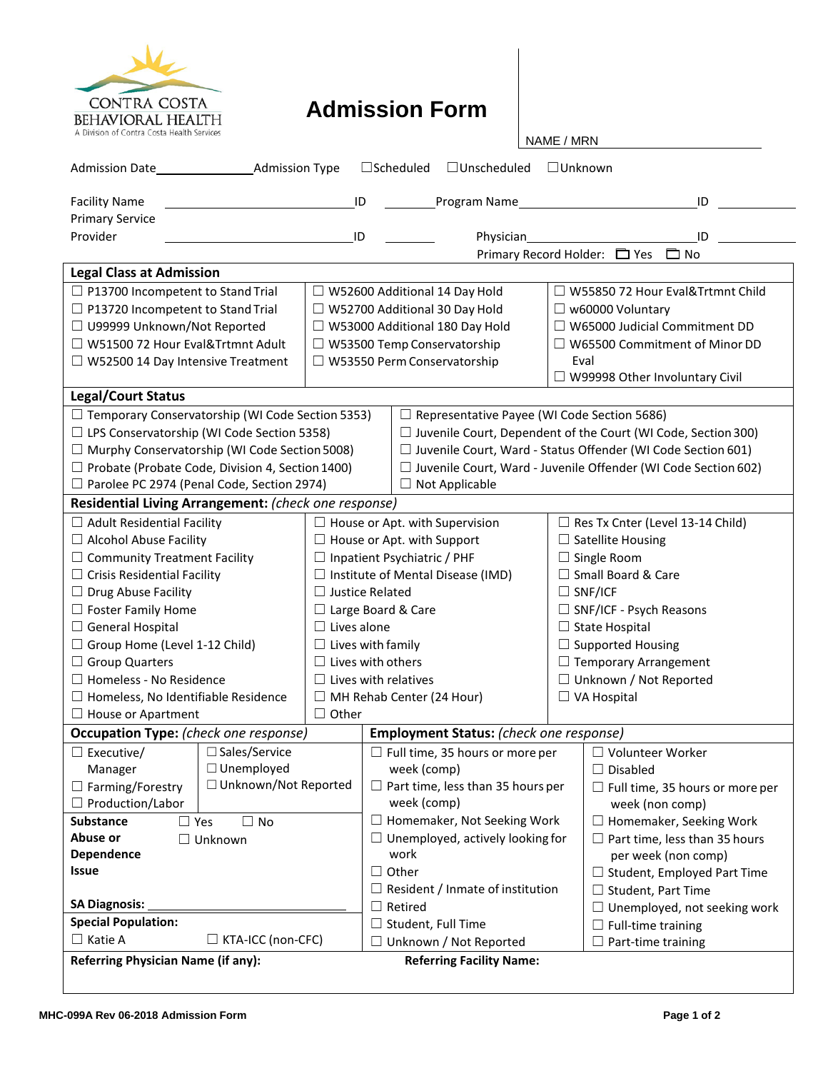CONTRA COSTA BEHAVIORAL HEALTH
A Division of Contra Costa Health Services

# Admission Form

NAME / MRN

Admission Date______________ Admission Type ☐Scheduled ☐Unscheduled ☐Unknown

Facility Name ______________________ ID ________ Program Name ______________________ ID ________

Primary Service Provider ______________________ ID ________ Physician ______________________ ID ________

Primary Record Holder: ☐ Yes ☐ No

## Legal Class at Admission

| | | |
|---|---|---|
| ☐ P13700 Incompetent to Stand Trial | ☐ W52600 Additional 14 Day Hold | ☐ W55850 72 Hour Eval&Trtmnt Child |
| ☐ P13720 Incompetent to Stand Trial | ☐ W52700 Additional 30 Day Hold | ☐ w60000 Voluntary |
| ☐ U99999 Unknown/Not Reported | ☐ W53000 Additional 180 Day Hold | ☐ W65000 Judicial Commitment DD |
| ☐ W51500 72 Hour Eval&Trtmnt Adult | ☐ W53500 Temp Conservatorship | ☐ W65500 Commitment of Minor DD Eval |
| ☐ W52500 14 Day Intensive Treatment | ☐ W53550 Perm Conservatorship | ☐ W99998 Other Involuntary Civil |

## Legal/Court Status

| | |
|---|---|
| ☐ Temporary Conservatorship (WI Code Section 5353) | ☐ Representative Payee (WI Code Section 5686) |
| ☐ LPS Conservatorship (WI Code Section 5358) | ☐ Juvenile Court, Dependent of the Court (WI Code, Section 300) |
| ☐ Murphy Conservatorship (WI Code Section 5008) | ☐ Juvenile Court, Ward - Status Offender (WI Code Section 601) |
| ☐ Probate (Probate Code, Division 4, Section 1400) | ☐ Juvenile Court, Ward - Juvenile Offender (WI Code Section 602) |
| ☐ Parolee PC 2974 (Penal Code, Section 2974) | ☐ Not Applicable |

## Residential Living Arrangement: *(check one response)*

| | | |
|---|---|---|
| ☐ Adult Residential Facility | ☐ House or Apt. with Supervision | ☐ Res Tx Cnter (Level 13-14 Child) |
| ☐ Alcohol Abuse Facility | ☐ House or Apt. with Support | ☐ Satellite Housing |
| ☐ Community Treatment Facility | ☐ Inpatient Psychiatric / PHF | ☐ Single Room |
| ☐ Crisis Residential Facility | ☐ Institute of Mental Disease (IMD) | ☐ Small Board & Care |
| ☐ Drug Abuse Facility | ☐ Justice Related | ☐ SNF/ICF |
| ☐ Foster Family Home | ☐ Large Board & Care | ☐ SNF/ICF - Psych Reasons |
| ☐ General Hospital | ☐ Lives alone | ☐ State Hospital |
| ☐ Group Home (Level 1-12 Child) | ☐ Lives with family | ☐ Supported Housing |
| ☐ Group Quarters | ☐ Lives with others | ☐ Temporary Arrangement |
| ☐ Homeless - No Residence | ☐ Lives with relatives | ☐ Unknown / Not Reported |
| ☐ Homeless, No Identifiable Residence | ☐ MH Rehab Center (24 Hour) | ☐ VA Hospital |
| ☐ House or Apartment | ☐ Other | |

## Occupation Type: *(check one response)*

| | |
|---|---|
| ☐ Executive/ Manager | ☐ Sales/Service |
| ☐ Farming/Forestry | ☐ Unemployed |
| ☐ Production/Labor | ☐ Unknown/Not Reported |

**Substance Abuse or Dependence Issue** ☐ Yes ☐ No ☐ Unknown

**SA Diagnosis:** ______________________

**Special Population:**

☐ Katie A ☐ KTA-ICC (non-CFC)

## Employment Status: *(check one response)*

| | |
|---|---|
| ☐ Full time, 35 hours or more per week (comp) | ☐ Volunteer Worker |
| ☐ Part time, less than 35 hours per week (comp) | ☐ Disabled |
| ☐ Homemaker, Not Seeking Work | ☐ Full time, 35 hours or more per week (non comp) |
| ☐ Unemployed, actively looking for work | ☐ Homemaker, Seeking Work |
| ☐ Other | ☐ Part time, less than 35 hours per week (non comp) |
| ☐ Resident / Inmate of institution | ☐ Student, Employed Part Time |
| ☐ Retired | ☐ Student, Part Time |
| ☐ Student, Full Time | ☐ Unemployed, not seeking work |
| ☐ Unknown / Not Reported | ☐ Full-time training |
| | ☐ Part-time training |

**Referring Physician Name (if any):** **Referring Facility Name:**

MHC-099A Rev 06-2018 Admission Form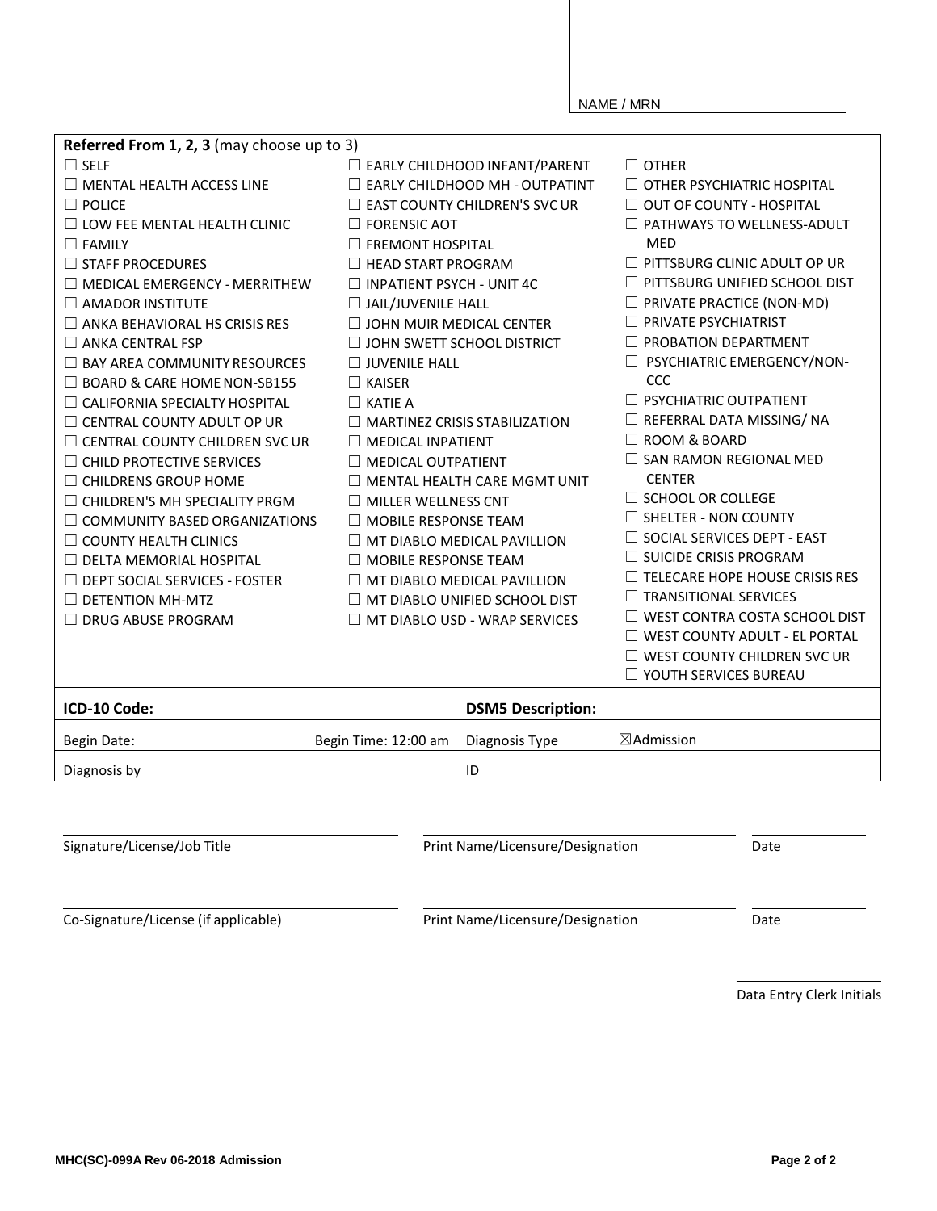NAME / MRN

**Referred From 1, 2, 3** (may choose up to 3)

☐ SELF
☐ MENTAL HEALTH ACCESS LINE
☐ POLICE
☐ LOW FEE MENTAL HEALTH CLINIC
☐ FAMILY
☐ STAFF PROCEDURES
☐ MEDICAL EMERGENCY - MERRITHEW
☐ AMADOR INSTITUTE
☐ ANKA BEHAVIORAL HS CRISIS RES
☐ ANKA CENTRAL FSP
☐ BAY AREA COMMUNITY RESOURCES
☐ BOARD & CARE HOME NON-SB155
☐ CALIFORNIA SPECIALTY HOSPITAL
☐ CENTRAL COUNTY ADULT OP UR
☐ CENTRAL COUNTY CHILDREN SVC UR
☐ CHILD PROTECTIVE SERVICES
☐ CHILDRENS GROUP HOME
☐ CHILDREN'S MH SPECIALITY PRGM
☐ COMMUNITY BASED ORGANIZATIONS
☐ COUNTY HEALTH CLINICS
☐ DELTA MEMORIAL HOSPITAL
☐ DEPT SOCIAL SERVICES - FOSTER
☐ DETENTION MH-MTZ
☐ DRUG ABUSE PROGRAM
☐ EARLY CHILDHOOD INFANT/PARENT
☐ EARLY CHILDHOOD MH - OUTPATINT
☐ EAST COUNTY CHILDREN'S SVC UR
☐ FORENSIC AOT
☐ FREMONT HOSPITAL
☐ HEAD START PROGRAM
☐ INPATIENT PSYCH - UNIT 4C
☐ JAIL/JUVENILE HALL
☐ JOHN MUIR MEDICAL CENTER
☐ JOHN SWETT SCHOOL DISTRICT
☐ JUVENILE HALL
☐ KAISER
☐ KATIE A
☐ MARTINEZ CRISIS STABILIZATION
☐ MEDICAL INPATIENT
☐ MEDICAL OUTPATIENT
☐ MENTAL HEALTH CARE MGMT UNIT
☐ MILLER WELLNESS CNT
☐ MOBILE RESPONSE TEAM
☐ MT DIABLO MEDICAL PAVILLION
☐ MOBILE RESPONSE TEAM
☐ MT DIABLO MEDICAL PAVILLION
☐ MT DIABLO UNIFIED SCHOOL DIST
☐ MT DIABLO USD - WRAP SERVICES
☐ OTHER
☐ OTHER PSYCHIATRIC HOSPITAL
☐ OUT OF COUNTY - HOSPITAL
☐ PATHWAYS TO WELLNESS-ADULT MED
☐ PITTSBURG CLINIC ADULT OP UR
☐ PITTSBURG UNIFIED SCHOOL DIST
☐ PRIVATE PRACTICE (NON-MD)
☐ PRIVATE PSYCHIATRIST
☐ PROBATION DEPARTMENT
☐ PSYCHIATRIC EMERGENCY/NON-CCC
☐ PSYCHIATRIC OUTPATIENT
☐ REFERRAL DATA MISSING/ NA
☐ ROOM & BOARD
☐ SAN RAMON REGIONAL MED CENTER
☐ SCHOOL OR COLLEGE
☐ SHELTER - NON COUNTY
☐ SOCIAL SERVICES DEPT - EAST
☐ SUICIDE CRISIS PROGRAM
☐ TELECARE HOPE HOUSE CRISIS RES
☐ TRANSITIONAL SERVICES
☐ WEST CONTRA COSTA SCHOOL DIST
☐ WEST COUNTY ADULT - EL PORTAL
☐ WEST COUNTY CHILDREN SVC UR
☐ YOUTH SERVICES BUREAU

| | | | |
|---|---|---|---|
| **ICD-10 Code:** | | **DSM5 Description:** | |
| Begin Date: | Begin Time: 12:00 am | Diagnosis Type | ☒Admission |
| Diagnosis by | | ID | |

Signature/License/Job Title ____________ Print Name/Licensure/Designation ____________ Date ____________

Co-Signature/License (if applicable) ____________ Print Name/Licensure/Designation ____________ Date ____________

Data Entry Clerk Initials ____________

MHC(SC)-099A Rev 06-2018 Admission